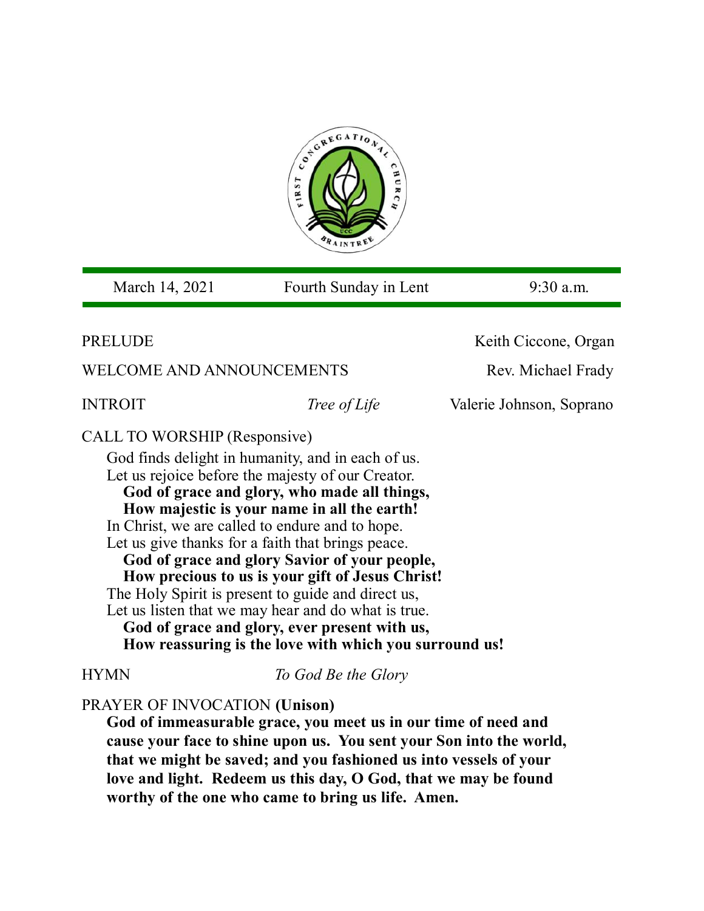March 14, 2021 | Fourth Sunday in Lent | 9:30 a.m.

PRELUDE — Keith Ciccone, Organ

WELCOME AND ANNOUNCEMENTS — Rev. Michael Frady

INTROIT — *Tree of Life* — Valerie Johnson, Soprano

CALL TO WORSHIP (Responsive)

God finds delight in humanity, and in each of us.
Let us rejoice before the majesty of our Creator.
**God of grace and glory, who made all things,**
**How majestic is your name in all the earth!**
In Christ, we are called to endure and to hope.
Let us give thanks for a faith that brings peace.
**God of grace and glory Savior of your people,**
**How precious to us is your gift of Jesus Christ!**
The Holy Spirit is present to guide and direct us,
Let us listen that we may hear and do what is true.
**God of grace and glory, ever present with us,**
**How reassuring is the love with which you surround us!**

HYMN — *To God Be the Glory*

PRAYER OF INVOCATION **(Unison)**

**God of immeasurable grace, you meet us in our time of need and cause your face to shine upon us. You sent your Son into the world, that we might be saved; and you fashioned us into vessels of your love and light. Redeem us this day, O God, that we may be found worthy of the one who came to bring us life. Amen.**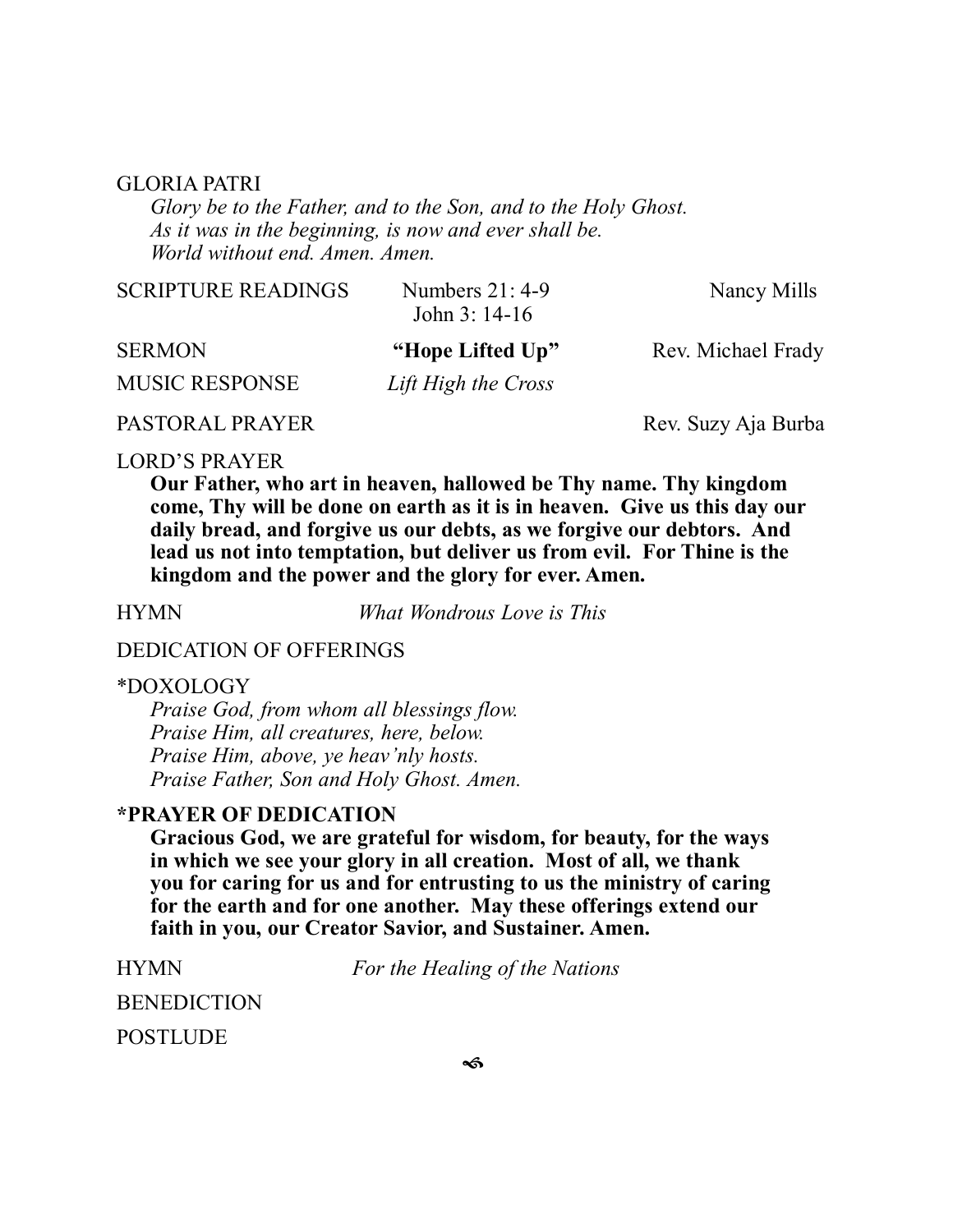GLORIA PATRI

*Glory be to the Father, and to the Son, and to the Holy Ghost.*
*As it was in the beginning, is now and ever shall be.*
*World without end. Amen. Amen.*

SCRIPTURE READINGS — Numbers 21: 4-9, John 3: 14-16 — Nancy Mills

SERMON — **"Hope Lifted Up"** — Rev. Michael Frady

MUSIC RESPONSE — *Lift High the Cross*

PASTORAL PRAYER — Rev. Suzy Aja Burba

LORD'S PRAYER

**Our Father, who art in heaven, hallowed be Thy name. Thy kingdom come, Thy will be done on earth as it is in heaven. Give us this day our daily bread, and forgive us our debts, as we forgive our debtors. And lead us not into temptation, but deliver us from evil. For Thine is the kingdom and the power and the glory for ever. Amen.**

HYMN — *What Wondrous Love is This*

DEDICATION OF OFFERINGS

*DOXOLOGY

*Praise God, from whom all blessings flow.*
*Praise Him, all creatures, here, below.*
*Praise Him, above, ye heav'nly hosts.*
*Praise Father, Son and Holy Ghost. Amen.*

**\*PRAYER OF DEDICATION**

**Gracious God, we are grateful for wisdom, for beauty, for the ways in which we see your glory in all creation. Most of all, we thank you for caring for us and for entrusting to us the ministry of caring for the earth and for one another. May these offerings extend our faith in you, our Creator Savior, and Sustainer. Amen.**

HYMN — *For the Healing of the Nations*

BENEDICTION

POSTLUDE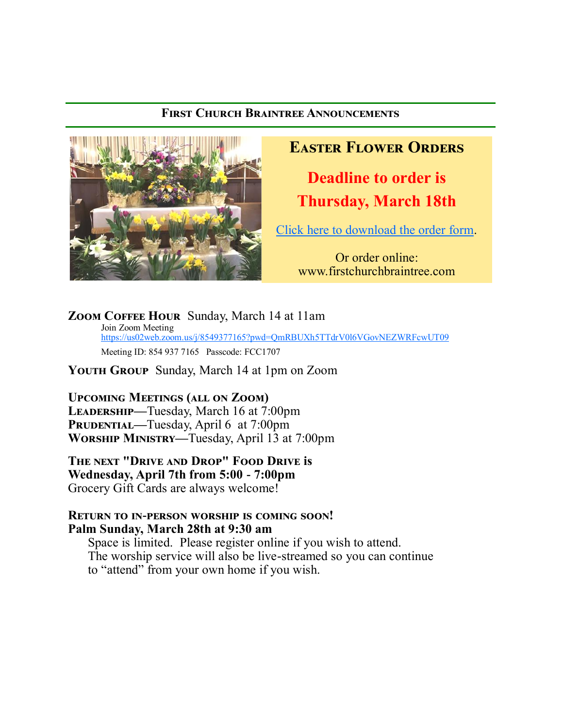## First Church Braintree Announcements

### Easter Flower Orders

**Deadline to order is Thursday, March 18th**

[Click here to download the order form](#).

Or order online:
www.firstchurchbraintree.com

**Zoom Coffee Hour** Sunday, March 14 at 11am

Join Zoom Meeting
https://us02web.zoom.us/j/8549377165?pwd=QmRBUXh5TTdrV0l6VGovNEZWRFcwUT09

Meeting ID: 854 937 7165 Passcode: FCC1707

**Youth Group** Sunday, March 14 at 1pm on Zoom

**Upcoming Meetings (all on Zoom)**
**Leadership**—Tuesday, March 16 at 7:00pm
**Prudential**—Tuesday, April 6 at 7:00pm
**Worship Ministry**—Tuesday, April 13 at 7:00pm

**The next "Drive and Drop" Food Drive is Wednesday, April 7th from 5:00 - 7:00pm**
Grocery Gift Cards are always welcome!

**Return to in-person worship is coming soon!**
**Palm Sunday, March 28th at 9:30 am**

Space is limited. Please register online if you wish to attend. The worship service will also be live-streamed so you can continue to "attend" from your own home if you wish.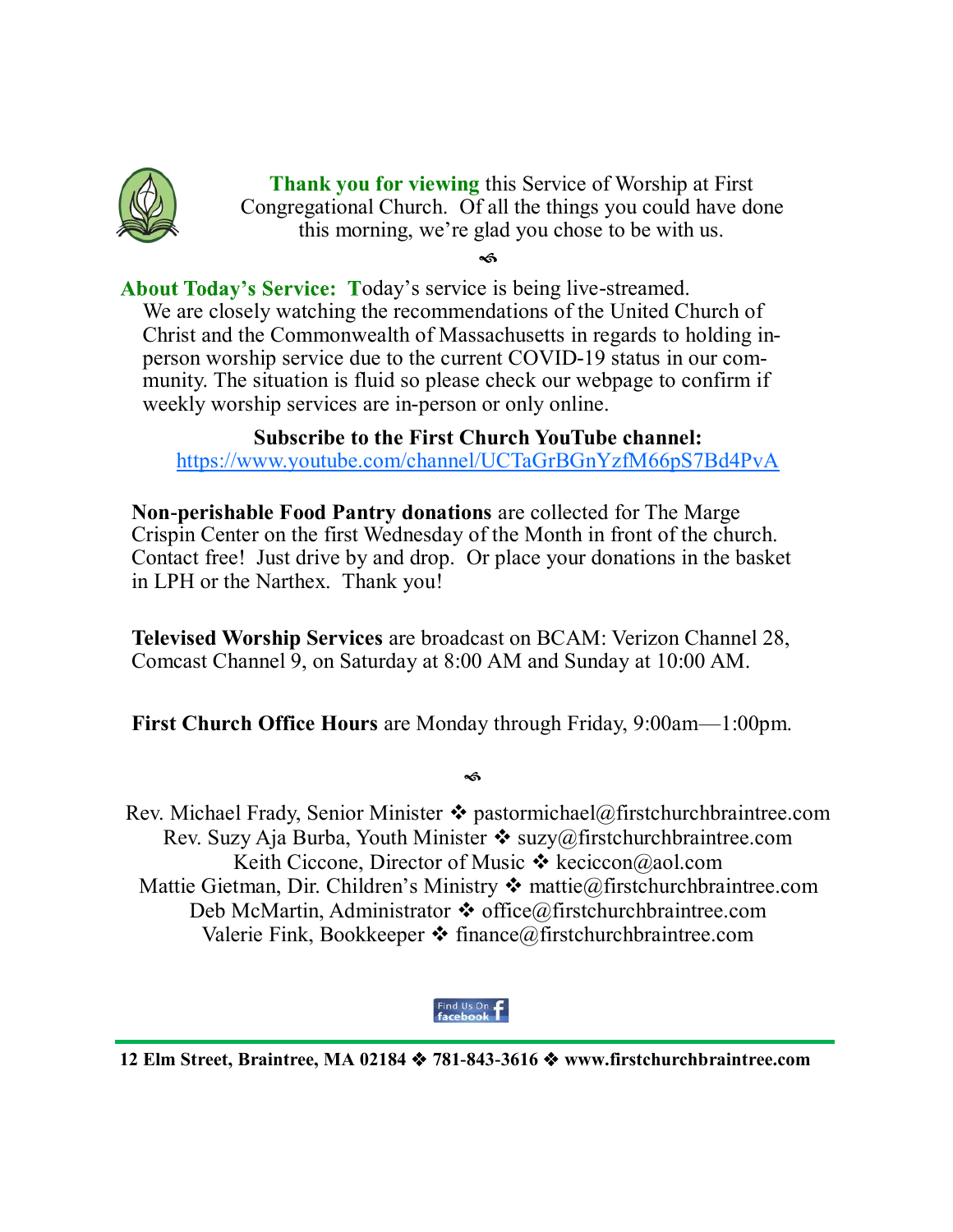**Thank you for viewing** this Service of Worship at First Congregational Church. Of all the things you could have done this morning, we're glad you chose to be with us.

**About Today's Service:** Today's service is being live-streamed. We are closely watching the recommendations of the United Church of Christ and the Commonwealth of Massachusetts in regards to holding in-person worship service due to the current COVID-19 status in our community. The situation is fluid so please check our webpage to confirm if weekly worship services are in-person or only online.

**Subscribe to the First Church YouTube channel:**
https://www.youtube.com/channel/UCTaGrBGnYzfM66pS7Bd4PvA

**Non-perishable Food Pantry donations** are collected for The Marge Crispin Center on the first Wednesday of the Month in front of the church. Contact free! Just drive by and drop. Or place your donations in the basket in LPH or the Narthex. Thank you!

**Televised Worship Services** are broadcast on BCAM: Verizon Channel 28, Comcast Channel 9, on Saturday at 8:00 AM and Sunday at 10:00 AM.

**First Church Office Hours** are Monday through Friday, 9:00am—1:00pm.

Rev. Michael Frady, Senior Minister ❖ pastormichael@firstchurchbraintree.com
Rev. Suzy Aja Burba, Youth Minister ❖ suzy@firstchurchbraintree.com
Keith Ciccone, Director of Music ❖ keciccon@aol.com
Mattie Gietman, Dir. Children's Ministry ❖ mattie@firstchurchbraintree.com
Deb McMartin, Administrator ❖ office@firstchurchbraintree.com
Valerie Fink, Bookkeeper ❖ finance@firstchurchbraintree.com

Find Us On facebook

**12 Elm Street, Braintree, MA 02184 ❖ 781-843-3616 ❖ www.firstchurchbraintree.com**